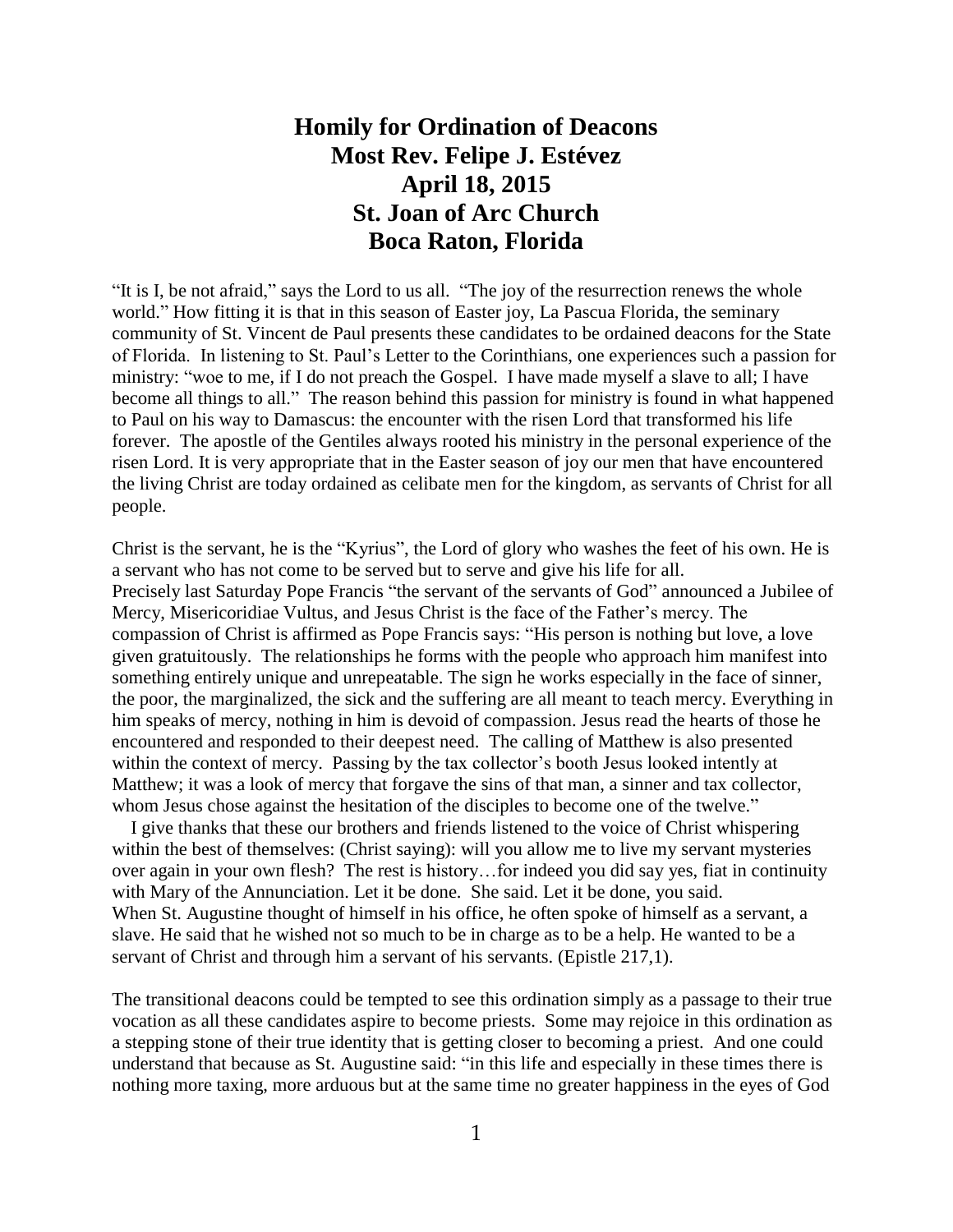# Homily for Ordination of Deacons
# Most Rev. Felipe J. Estévez
# April 18, 2015
# St. Joan of Arc Church
# Boca Raton, Florida

"It is I, be not afraid," says the Lord to us all. "The joy of the resurrection renews the whole world." How fitting it is that in this season of Easter joy, La Pascua Florida, the seminary community of St. Vincent de Paul presents these candidates to be ordained deacons for the State of Florida. In listening to St. Paul's Letter to the Corinthians, one experiences such a passion for ministry: "woe to me, if I do not preach the Gospel. I have made myself a slave to all; I have become all things to all." The reason behind this passion for ministry is found in what happened to Paul on his way to Damascus: the encounter with the risen Lord that transformed his life forever. The apostle of the Gentiles always rooted his ministry in the personal experience of the risen Lord. It is very appropriate that in the Easter season of joy our men that have encountered the living Christ are today ordained as celibate men for the kingdom, as servants of Christ for all people.

Christ is the servant, he is the "Kyrius", the Lord of glory who washes the feet of his own. He is a servant who has not come to be served but to serve and give his life for all.
Precisely last Saturday Pope Francis "the servant of the servants of God" announced a Jubilee of Mercy, Misericoridiae Vultus, and Jesus Christ is the face of the Father's mercy. The compassion of Christ is affirmed as Pope Francis says: "His person is nothing but love, a love given gratuitously. The relationships he forms with the people who approach him manifest into something entirely unique and unrepeatable. The sign he works especially in the face of sinner, the poor, the marginalized, the sick and the suffering are all meant to teach mercy. Everything in him speaks of mercy, nothing in him is devoid of compassion. Jesus read the hearts of those he encountered and responded to their deepest need. The calling of Matthew is also presented within the context of mercy. Passing by the tax collector's booth Jesus looked intently at Matthew; it was a look of mercy that forgave the sins of that man, a sinner and tax collector, whom Jesus chose against the hesitation of the disciples to become one of the twelve."

I give thanks that these our brothers and friends listened to the voice of Christ whispering within the best of themselves: (Christ saying): will you allow me to live my servant mysteries over again in your own flesh? The rest is history…for indeed you did say yes, fiat in continuity with Mary of the Annunciation. Let it be done. She said. Let it be done, you said.
When St. Augustine thought of himself in his office, he often spoke of himself as a servant, a slave. He said that he wished not so much to be in charge as to be a help. He wanted to be a servant of Christ and through him a servant of his servants. (Epistle 217,1).

The transitional deacons could be tempted to see this ordination simply as a passage to their true vocation as all these candidates aspire to become priests. Some may rejoice in this ordination as a stepping stone of their true identity that is getting closer to becoming a priest. And one could understand that because as St. Augustine said: "in this life and especially in these times there is nothing more taxing, more arduous but at the same time no greater happiness in the eyes of God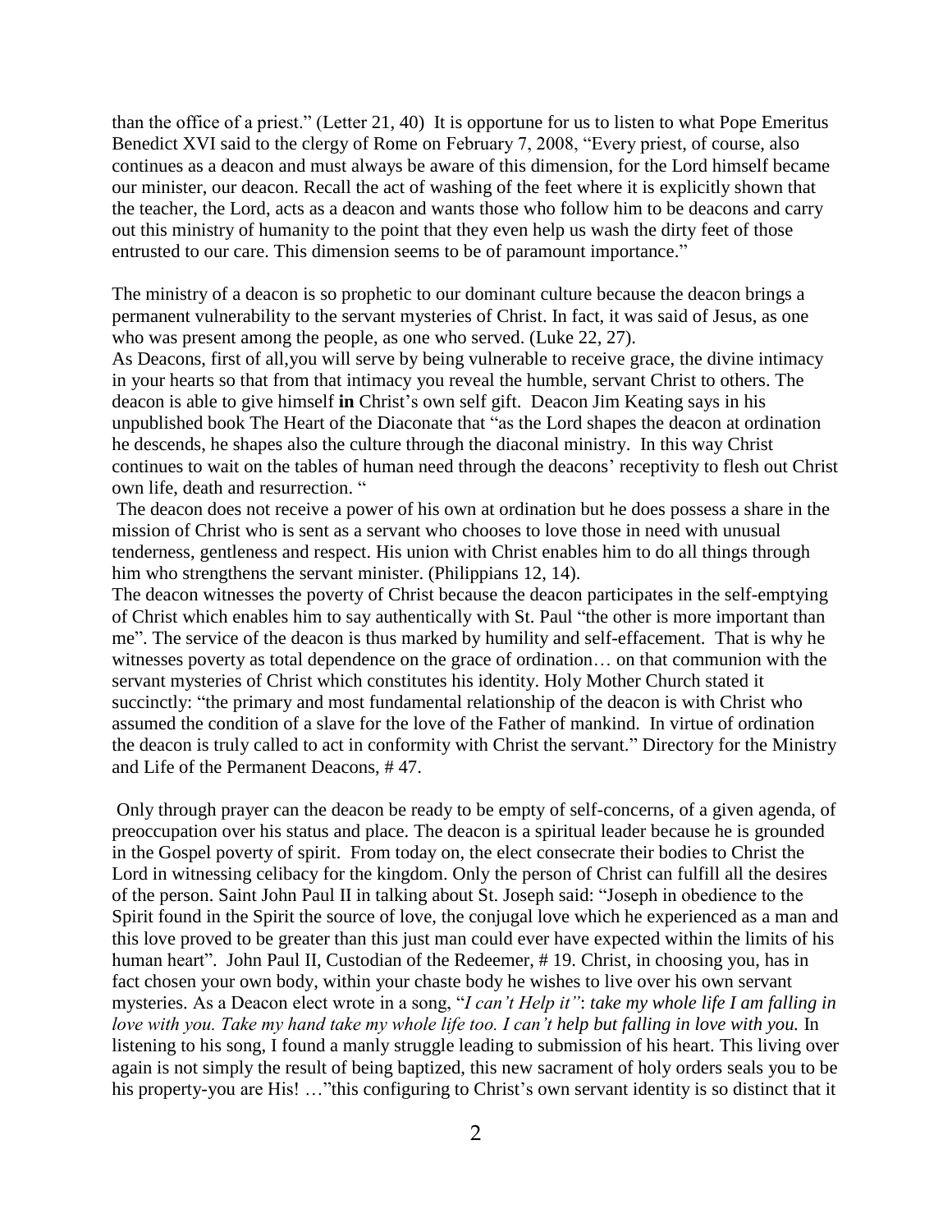than the office of a priest." (Letter 21, 40) It is opportune for us to listen to what Pope Emeritus Benedict XVI said to the clergy of Rome on February 7, 2008, "Every priest, of course, also continues as a deacon and must always be aware of this dimension, for the Lord himself became our minister, our deacon. Recall the act of washing of the feet where it is explicitly shown that the teacher, the Lord, acts as a deacon and wants those who follow him to be deacons and carry out this ministry of humanity to the point that they even help us wash the dirty feet of those entrusted to our care. This dimension seems to be of paramount importance."

The ministry of a deacon is so prophetic to our dominant culture because the deacon brings a permanent vulnerability to the servant mysteries of Christ. In fact, it was said of Jesus, as one who was present among the people, as one who served. (Luke 22, 27).

As Deacons, first of all,you will serve by being vulnerable to receive grace, the divine intimacy in your hearts so that from that intimacy you reveal the humble, servant Christ to others. The deacon is able to give himself **in** Christ's own self gift. Deacon Jim Keating says in his unpublished book The Heart of the Diaconate that "as the Lord shapes the deacon at ordination he descends, he shapes also the culture through the diaconal ministry. In this way Christ continues to wait on the tables of human need through the deacons' receptivity to flesh out Christ own life, death and resurrection. "

The deacon does not receive a power of his own at ordination but he does possess a share in the mission of Christ who is sent as a servant who chooses to love those in need with unusual tenderness, gentleness and respect. His union with Christ enables him to do all things through him who strengthens the servant minister. (Philippians 12, 14).

The deacon witnesses the poverty of Christ because the deacon participates in the self-emptying of Christ which enables him to say authentically with St. Paul "the other is more important than me". The service of the deacon is thus marked by humility and self-effacement. That is why he witnesses poverty as total dependence on the grace of ordination… on that communion with the servant mysteries of Christ which constitutes his identity. Holy Mother Church stated it succinctly: "the primary and most fundamental relationship of the deacon is with Christ who assumed the condition of a slave for the love of the Father of mankind. In virtue of ordination the deacon is truly called to act in conformity with Christ the servant." Directory for the Ministry and Life of the Permanent Deacons, # 47.

Only through prayer can the deacon be ready to be empty of self-concerns, of a given agenda, of preoccupation over his status and place. The deacon is a spiritual leader because he is grounded in the Gospel poverty of spirit. From today on, the elect consecrate their bodies to Christ the Lord in witnessing celibacy for the kingdom. Only the person of Christ can fulfill all the desires of the person. Saint John Paul II in talking about St. Joseph said: "Joseph in obedience to the Spirit found in the Spirit the source of love, the conjugal love which he experienced as a man and this love proved to be greater than this just man could ever have expected within the limits of his human heart". John Paul II, Custodian of the Redeemer, # 19. Christ, in choosing you, has in fact chosen your own body, within your chaste body he wishes to live over his own servant mysteries. As a Deacon elect wrote in a song, "*I can't Help it"*: *take my whole life I am falling in love with you. Take my hand take my whole life too. I can't help but falling in love with you.* In listening to his song, I found a manly struggle leading to submission of his heart. This living over again is not simply the result of being baptized, this new sacrament of holy orders seals you to be his property-you are His! …"this configuring to Christ's own servant identity is so distinct that it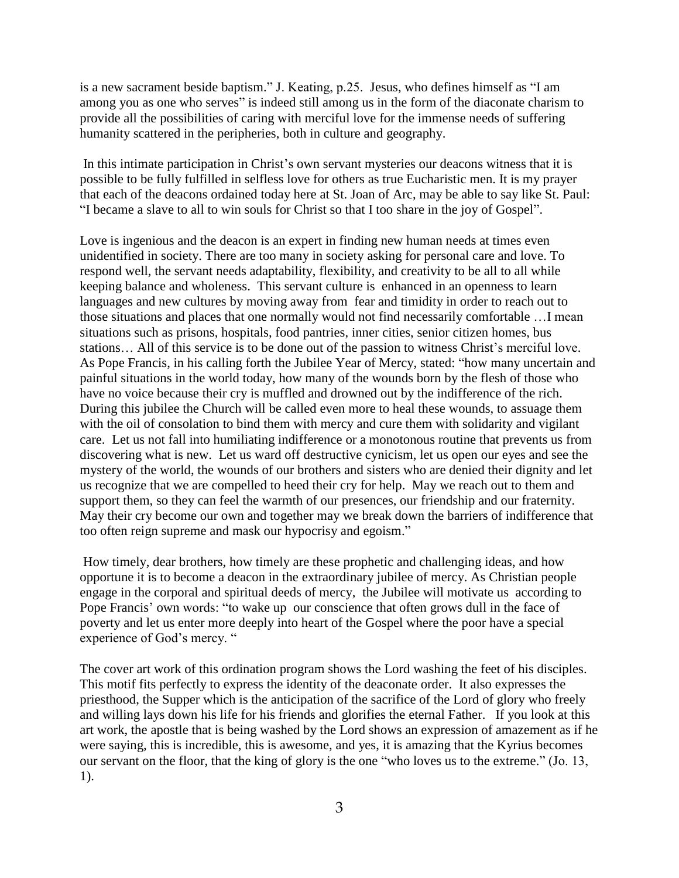is a new sacrament beside baptism." J. Keating, p.25. Jesus, who defines himself as "I am among you as one who serves" is indeed still among us in the form of the diaconate charism to provide all the possibilities of caring with merciful love for the immense needs of suffering humanity scattered in the peripheries, both in culture and geography.

In this intimate participation in Christ's own servant mysteries our deacons witness that it is possible to be fully fulfilled in selfless love for others as true Eucharistic men. It is my prayer that each of the deacons ordained today here at St. Joan of Arc, may be able to say like St. Paul: "I became a slave to all to win souls for Christ so that I too share in the joy of Gospel".

Love is ingenious and the deacon is an expert in finding new human needs at times even unidentified in society. There are too many in society asking for personal care and love. To respond well, the servant needs adaptability, flexibility, and creativity to be all to all while keeping balance and wholeness. This servant culture is enhanced in an openness to learn languages and new cultures by moving away from fear and timidity in order to reach out to those situations and places that one normally would not find necessarily comfortable …I mean situations such as prisons, hospitals, food pantries, inner cities, senior citizen homes, bus stations… All of this service is to be done out of the passion to witness Christ's merciful love. As Pope Francis, in his calling forth the Jubilee Year of Mercy, stated: "how many uncertain and painful situations in the world today, how many of the wounds born by the flesh of those who have no voice because their cry is muffled and drowned out by the indifference of the rich. During this jubilee the Church will be called even more to heal these wounds, to assuage them with the oil of consolation to bind them with mercy and cure them with solidarity and vigilant care. Let us not fall into humiliating indifference or a monotonous routine that prevents us from discovering what is new. Let us ward off destructive cynicism, let us open our eyes and see the mystery of the world, the wounds of our brothers and sisters who are denied their dignity and let us recognize that we are compelled to heed their cry for help. May we reach out to them and support them, so they can feel the warmth of our presences, our friendship and our fraternity. May their cry become our own and together may we break down the barriers of indifference that too often reign supreme and mask our hypocrisy and egoism."

How timely, dear brothers, how timely are these prophetic and challenging ideas, and how opportune it is to become a deacon in the extraordinary jubilee of mercy. As Christian people engage in the corporal and spiritual deeds of mercy, the Jubilee will motivate us according to Pope Francis' own words: "to wake up our conscience that often grows dull in the face of poverty and let us enter more deeply into heart of the Gospel where the poor have a special experience of God's mercy. "

The cover art work of this ordination program shows the Lord washing the feet of his disciples. This motif fits perfectly to express the identity of the deaconate order. It also expresses the priesthood, the Supper which is the anticipation of the sacrifice of the Lord of glory who freely and willing lays down his life for his friends and glorifies the eternal Father. If you look at this art work, the apostle that is being washed by the Lord shows an expression of amazement as if he were saying, this is incredible, this is awesome, and yes, it is amazing that the Kyrius becomes our servant on the floor, that the king of glory is the one "who loves us to the extreme." (Jo. 13, 1).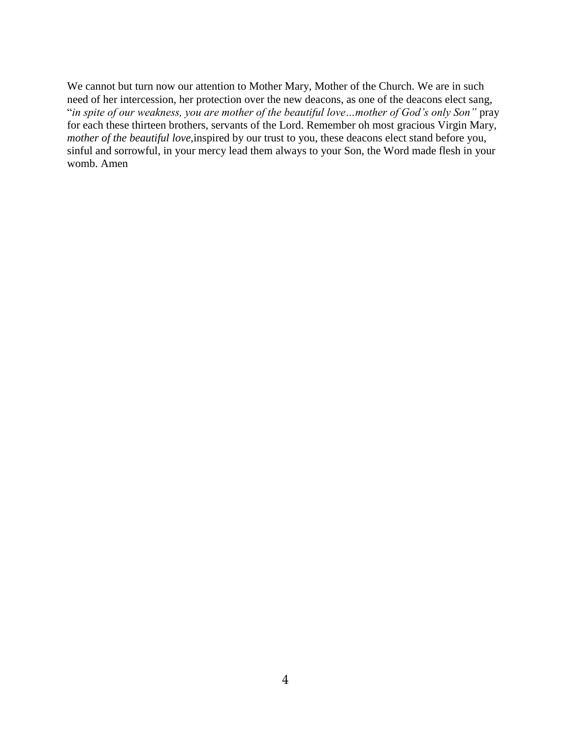We cannot but turn now our attention to Mother Mary, Mother of the Church. We are in such need of her intercession, her protection over the new deacons, as one of the deacons elect sang, "*in spite of our weakness, you are mother of the beautiful love…mother of God's only Son"* pray for each these thirteen brothers, servants of the Lord. Remember oh most gracious Virgin Mary, *mother of the beautiful love,*inspired by our trust to you, these deacons elect stand before you, sinful and sorrowful, in your mercy lead them always to your Son, the Word made flesh in your womb. Amen